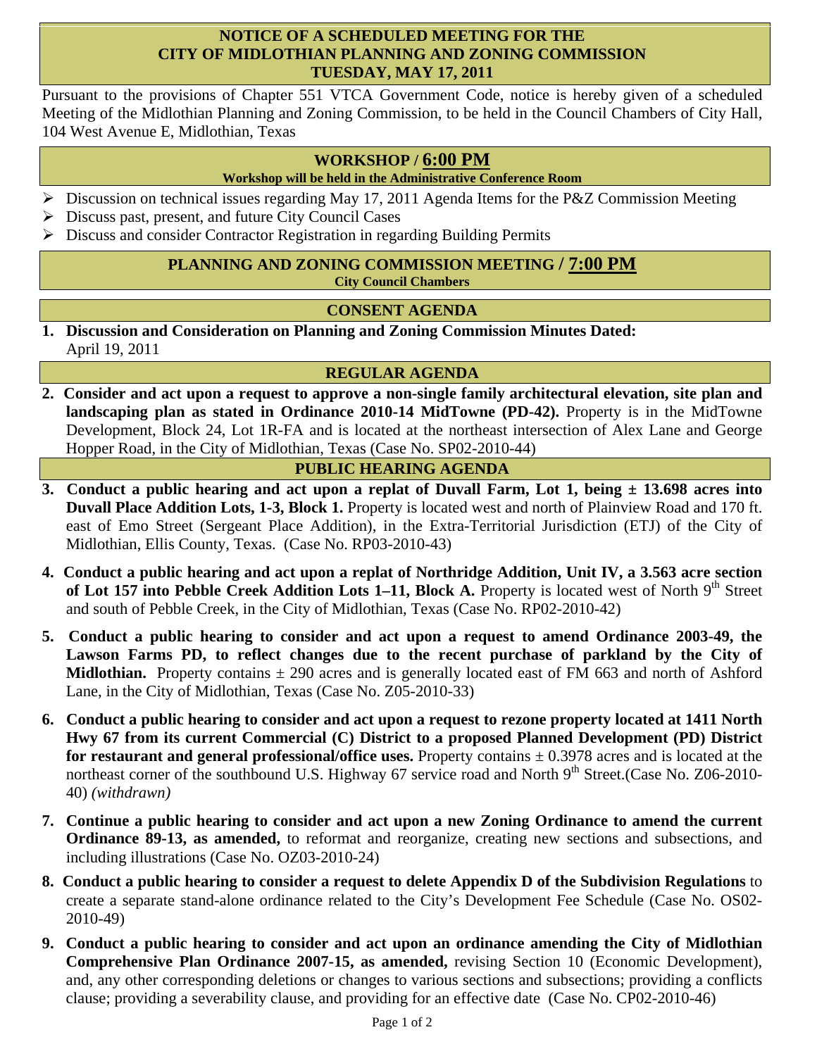# NOTICE OF A SCHEDULED MEETING FOR THE CITY OF MIDLOTHIAN PLANNING AND ZONING COMMISSION TUESDAY, MAY 17, 2011

Pursuant to the provisions of Chapter 551 VTCA Government Code, notice is hereby given of a scheduled Meeting of the Midlothian Planning and Zoning Commission, to be held in the Council Chambers of City Hall, 104 West Avenue E, Midlothian, Texas

## WORKSHOP / 6:00 PM

**Workshop will be held in the Administrative Conference Room**

- Discussion on technical issues regarding May 17, 2011 Agenda Items for the P&Z Commission Meeting
- Discuss past, present, and future City Council Cases
- Discuss and consider Contractor Registration in regarding Building Permits

## PLANNING AND ZONING COMMISSION MEETING / 7:00 PM

**City Council Chambers**

## CONSENT AGENDA

1. **Discussion and Consideration on Planning and Zoning Commission Minutes Dated:** April 19, 2011

## REGULAR AGENDA

2. **Consider and act upon a request to approve a non-single family architectural elevation, site plan and landscaping plan as stated in Ordinance 2010-14 MidTowne (PD-42).** Property is in the MidTowne Development, Block 24, Lot 1R-FA and is located at the northeast intersection of Alex Lane and George Hopper Road, in the City of Midlothian, Texas (Case No. SP02-2010-44)

## PUBLIC HEARING AGENDA

3. **Conduct a public hearing and act upon a replat of Duvall Farm, Lot 1, being ± 13.698 acres into Duvall Place Addition Lots, 1-3, Block 1.** Property is located west and north of Plainview Road and 170 ft. east of Emo Street (Sergeant Place Addition), in the Extra-Territorial Jurisdiction (ETJ) of the City of Midlothian, Ellis County, Texas. (Case No. RP03-2010-43)

4. **Conduct a public hearing and act upon a replat of Northridge Addition, Unit IV, a 3.563 acre section of Lot 157 into Pebble Creek Addition Lots 1–11, Block A.** Property is located west of North 9th Street and south of Pebble Creek, in the City of Midlothian, Texas (Case No. RP02-2010-42)

5. **Conduct a public hearing to consider and act upon a request to amend Ordinance 2003-49, the Lawson Farms PD, to reflect changes due to the recent purchase of parkland by the City of Midlothian.** Property contains ± 290 acres and is generally located east of FM 663 and north of Ashford Lane, in the City of Midlothian, Texas (Case No. Z05-2010-33)

6. **Conduct a public hearing to consider and act upon a request to rezone property located at 1411 North Hwy 67 from its current Commercial (C) District to a proposed Planned Development (PD) District for restaurant and general professional/office uses.** Property contains ± 0.3978 acres and is located at the northeast corner of the southbound U.S. Highway 67 service road and North 9th Street.(Case No. Z06-2010-40) *(withdrawn)*

7. **Continue a public hearing to consider and act upon a new Zoning Ordinance to amend the current Ordinance 89-13, as amended,** to reformat and reorganize, creating new sections and subsections, and including illustrations (Case No. OZ03-2010-24)

8. **Conduct a public hearing to consider a request to delete Appendix D of the Subdivision Regulations** to create a separate stand-alone ordinance related to the City's Development Fee Schedule (Case No. OS02-2010-49)

9. **Conduct a public hearing to consider and act upon an ordinance amending the City of Midlothian Comprehensive Plan Ordinance 2007-15, as amended,** revising Section 10 (Economic Development), and, any other corresponding deletions or changes to various sections and subsections; providing a conflicts clause; providing a severability clause, and providing for an effective date (Case No. CP02-2010-46)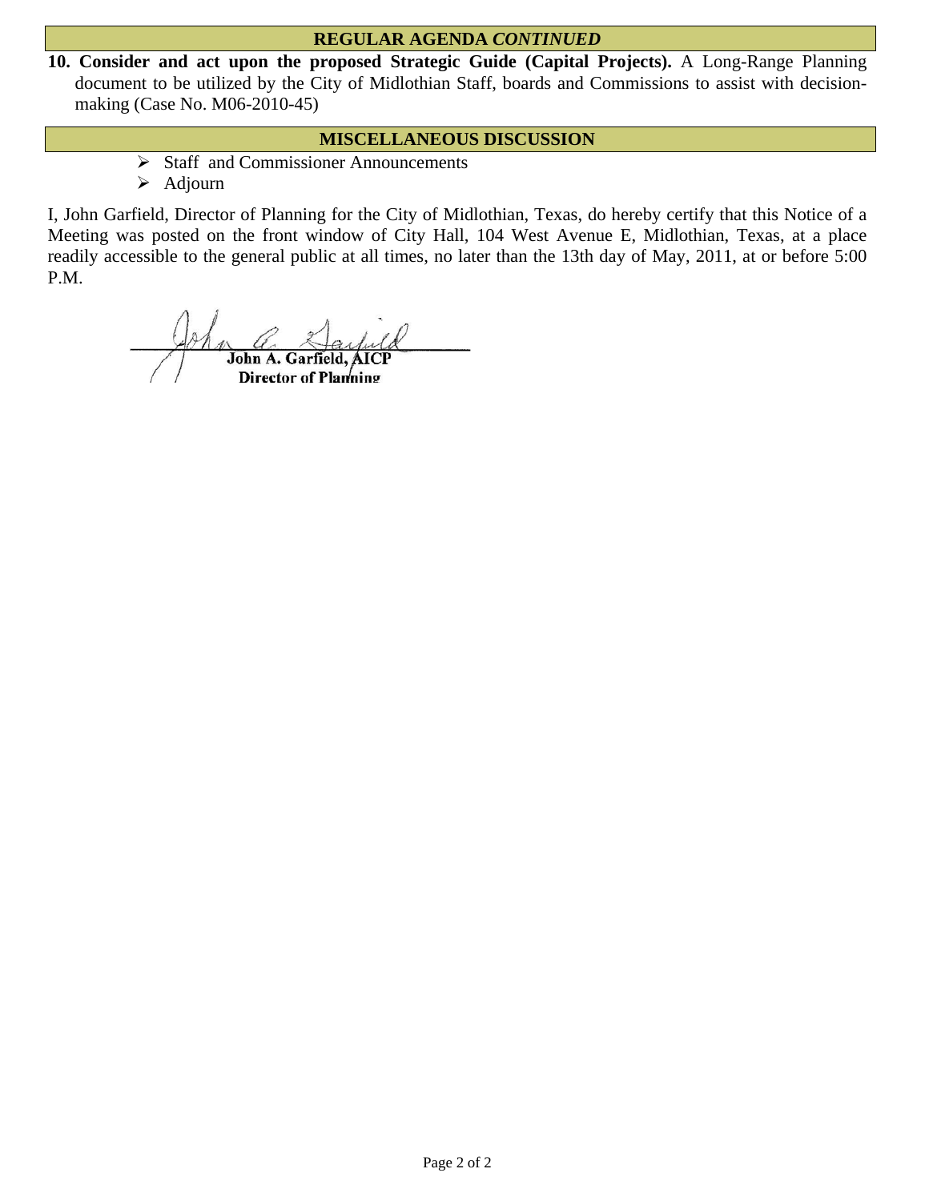## REGULAR AGENDA *CONTINUED*

**10. Consider and act upon the proposed Strategic Guide (Capital Projects).** A Long-Range Planning document to be utilized by the City of Midlothian Staff, boards and Commissions to assist with decision-making (Case No. M06-2010-45)

## MISCELLANEOUS DISCUSSION

- Staff and Commissioner Announcements
- Adjourn

I, John Garfield, Director of Planning for the City of Midlothian, Texas, do hereby certify that this Notice of a Meeting was posted on the front window of City Hall, 104 West Avenue E, Midlothian, Texas, at a place readily accessible to the general public at all times, no later than the 13th day of May, 2011, at or before 5:00 P.M.

John A. Garfield

**John A. Garfield, AICP**
**Director of Planning**